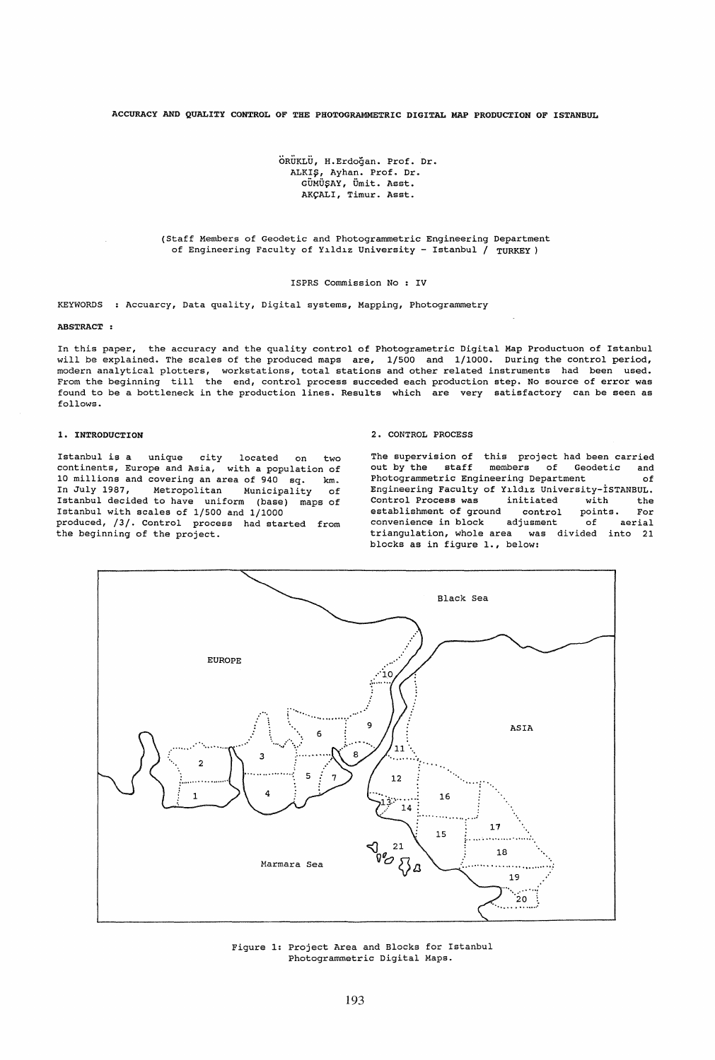# ACCURACY AND QUALITY CONTROL OF THE PHOTOGRAMMETRIC DIGITAL MAP PRODUCTION OF ISTANBUL

ÖRÜKLÜ, H.Erdoğan. Prof. Dr.
ALKIŞ, Ayhan. Prof. Dr.
GÜMÜŞAY, Ümit. Asst.
AKÇALI, Timur. Asst.

(Staff Members of Geodetic and Photogrammetric Engineering Department of Engineering Faculty of Yıldız University - Istanbul / TURKEY )

ISPRS Commission No : IV

KEYWORDS : Accuarcy, Data quality, Digital systems, Mapping, Photogrammetry

**ABSTRACT :**

In this paper, the accuracy and the quality control of Photogrametric Digital Map Productuon of Istanbul will be explained. The scales of the produced maps are, 1/500 and 1/1000. During the control period, modern analytical plotters, workstations, total stations and other related instruments had been used. From the beginning till the end, control process succeded each production step. No source of error was found to be a bottleneck in the production lines. Results which are very satisfactory can be seen as follows.

## 1. INTRODUCTION

Istanbul is a unique city located on two continents, Europe and Asia, with a population of 10 millions and covering an area of 940 sq. km. In July 1987, Metropolitan Municipality of Istanbul decided to have uniform (base) maps of Istanbul with scales of 1/500 and 1/1000 produced, /3/. Control process had started from the beginning of the project.

## 2. CONTROL PROCESS

The supervision of this project had been carried out by the staff members of Geodetic and Photogrammetric Engineering Department of Engineering Faculty of Yıldız University-İSTANBUL. Control Process was initiated with the establishment of ground control points. For convenience in block adjusment of aerial triangulation, whole area was divided into 21 blocks as in figure 1., below:

Figure 1: Project Area and Blocks for Istanbul Photogrammetric Digital Maps.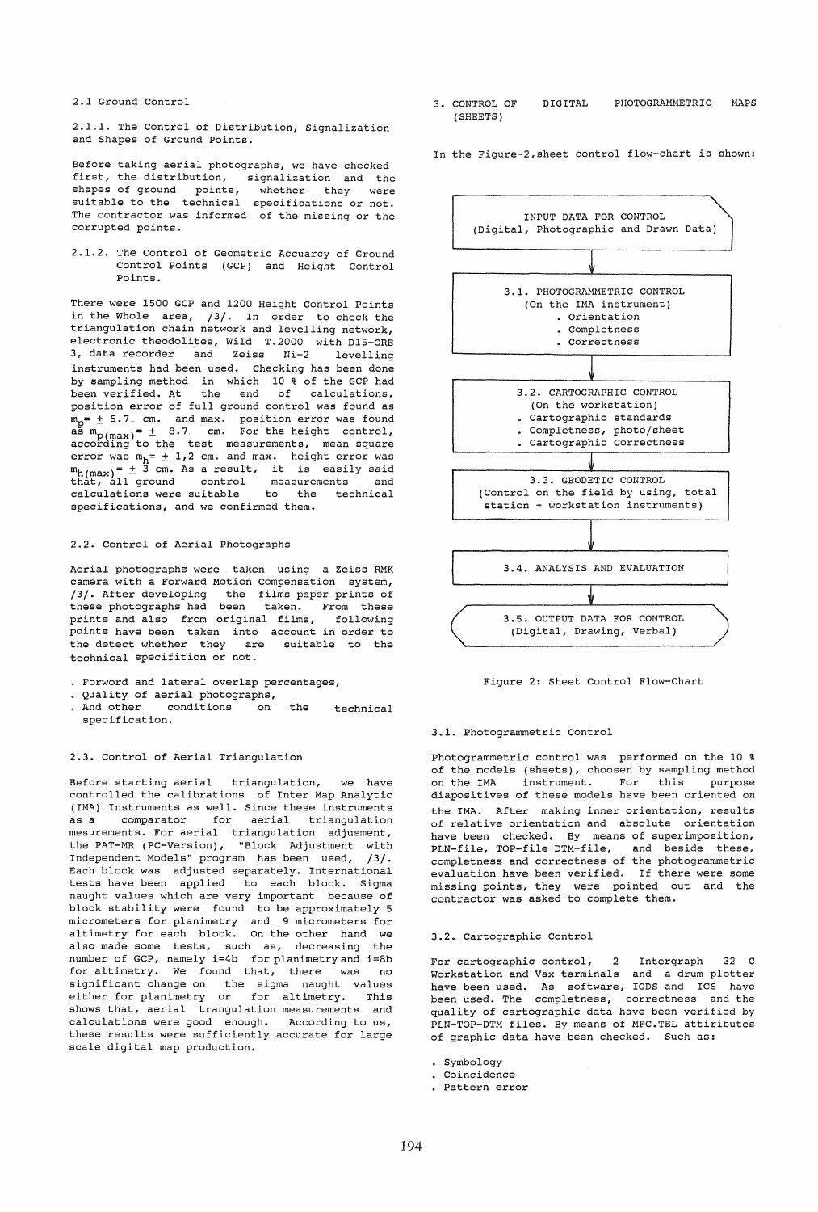### 2.1 Ground Control

#### 2.1.1. The Control of Distribution, Signalization and Shapes of Ground Points.

Before taking aerial photographs, we have checked first, the distribution, signalization and the shapes of ground points, whether they were suitable to the technical specifications or not. The contractor was informed of the missing or the corrupted points.

#### 2.1.2. The Control of Geometric Accuarcy of Ground Control Points (GCP) and Height Control Points.

There were 1500 GCP and 1200 Height Control Points in the whole area, /3/. In order to check the triangulation chain network and levelling network, electronic theodolites, Wild T.2000 with D15-GRE 3, data recorder and Zeiss Ni-2 levelling instruments had been used. Checking has been done by sampling method in which 10 % of the GCP had been verified. At the end of calculations, position error of full ground control was found as $m_p = \pm 5.7$ cm. and max. position error was found as $m_{p(max)} = \pm 8.7$ cm. For the height control, according to the test measurements, mean square error was $m_h = \pm 1,2$ cm. and max. height error was $m_{h(max)} = \pm 3$ cm. As a result, it is easily said that, all ground control measurements and calculations were suitable to the technical specifications, and we confirmed them.

### 2.2. Control of Aerial Photographs

Aerial photographs were taken using a Zeiss RMK camera with a Forward Motion Compensation system, /3/. After developing the films paper prints of these photographs had been taken. From these prints and also from original films, following points have been taken into account in order to the detect whether they are suitable to the technical specifition or not.

- Forword and lateral overlap percentages,
- Quality of aerial photographs,
- And other conditions on the technical specification.

### 2.3. Control of Aerial Triangulation

Before starting aerial triangulation, we have controlled the calibrations of Inter Map Analytic (IMA) Instruments as well. Since these instruments as a comparator for aerial triangulation mesurements. For aerial triangulation adjusment, the PAT-MR (PC-Version), "Block Adjustment with Independent Models" program has been used, /3/. Each block was adjusted separately. International tests have been applied to each block. Sigma naught values which are very important because of block stability were found to be approximately 5 micrometers for planimetry and 9 micrometers for altimetry for each block. On the other hand we also made some tests, such as, decreasing the number of GCP, namely i=4b for planimetry and i=8b for altimetry. We found that, there was no significant change on the sigma naught values either for planimetry or for altimetry. This shows that, aerial trangulation measurements and calculations were good enough. According to us, these results were sufficiently accurate for large scale digital map production.

## 3. CONTROL OF DIGITAL PHOTOGRAMMETRIC MAPS (SHEETS)

In the Figure-2, sheet control flow-chart is shown:

INPUT DATA FOR CONTROL
(Digital, Photographic and Drawn Data)

↓

3.1. PHOTOGRAMMETRIC CONTROL
(On the IMA instrument)
- Orientation
- Completness
- Correctness

↓

3.2. CARTOGRAPHIC CONTROL
(On the workstation)
- Cartographic standards
- Completness, photo/sheet
- Cartographic Correctness

↓

3.3. GEODETIC CONTROL
(Control on the field by using, total station + workstation instruments)

↓

3.4. ANALYSIS AND EVALUATION

↓

3.5. OUTPUT DATA FOR CONTROL
(Digital, Drawing, Verbal)

Figure 2: Sheet Control Flow-Chart

### 3.1. Photogrammetric Control

Photogrammetric control was performed on the 10 % of the models (sheets), choosen by sampling method on the IMA instrument. For this purpose diapositives of these models have been oriented on the IMA. After making inner orientation, results of relative orientation and absolute orientation have been checked. By means of superimposition, PLN-file, TOP-file DTM-file, and beside these, completness and correctness of the photogrammetric evaluation have been verified. If there were some missing points, they were pointed out and the contractor was asked to complete them.

### 3.2. Cartographic Control

For cartographic control, 2 Intergraph 32 C Workstation and Vax terminals and a drum plotter have been used. As software, IGDS and ICS have been used. The completness, correctness and the quality of cartographic data have been verified by PLN-TOP-DTM files. By means of MFC.TBL attiributes of graphic data have been checked. Such as:

- Symbology
- Coincidence
- Pattern error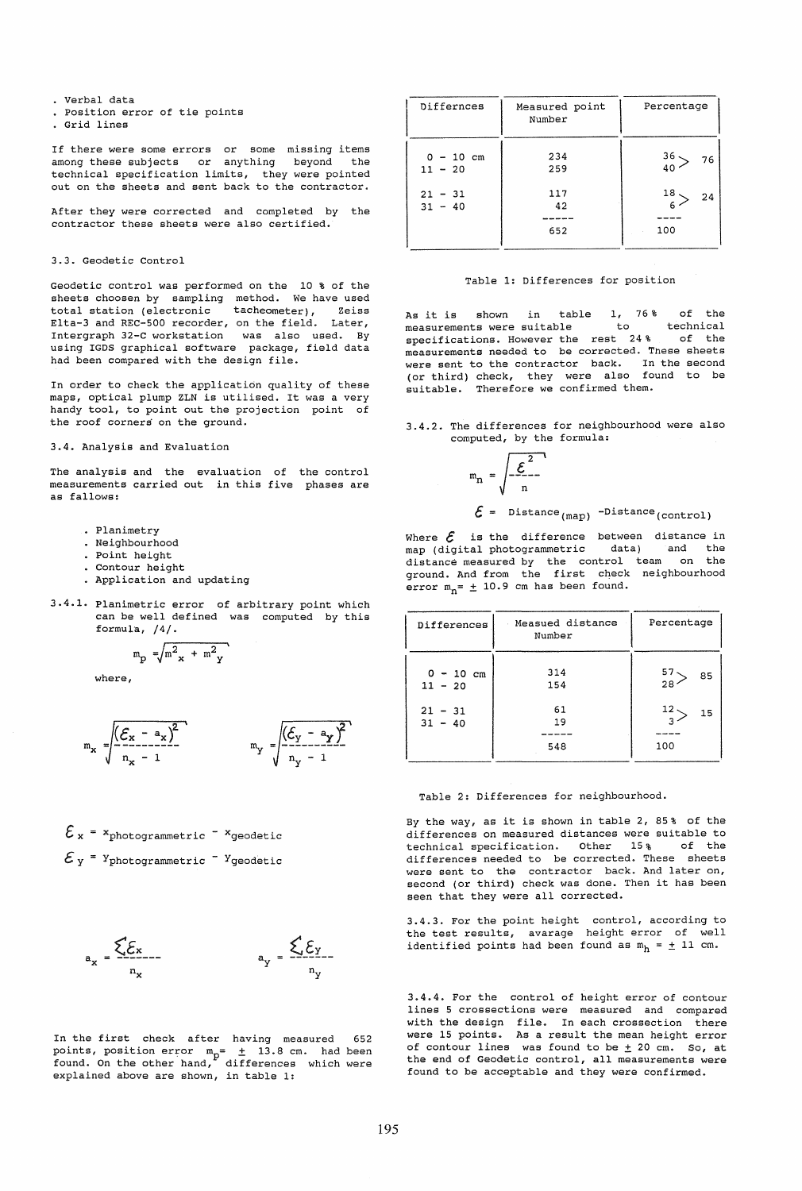. Verbal data
. Position error of tie points
. Grid lines

If there were some errors or some missing items among these subjects or anything beyond the technical specification limits, they were pointed out on the sheets and sent back to the contractor.

After they were corrected and completed by the contractor these sheets were also certified.

### 3.3. Geodetic Control

Geodetic control was performed on the 10 % of the sheets choosen by sampling method. We have used total station (electronic tacheometer), Zeiss Elta-3 and REC-500 recorder, on the field. Later, Intergraph 32-C workstation was also used. By using IGDS graphical software package, field data had been compared with the design file.

In order to check the application quality of these maps, optical plump ZLN is utilised. It was a very handy tool, to point out the projection point of the roof corners on the ground.

### 3.4. Analysis and Evaluation

The analysis and the evaluation of the control measurements carried out in this five phases are as fallows:

. Planimetry
. Neighbourhood
. Point height
. Contour height
. Application and updating

3.4.1. Planimetric error of arbitrary point which can be well defined was computed by this formula, /4/.

$$m_p = \sqrt{m_x^2 + m_y^2}$$

where,

$$m_x = \sqrt{\frac{(\mathcal{E}_x - a_x)^2}{n_x - 1}} \qquad m_y = \sqrt{\frac{(\mathcal{E}_y - a_y)^2}{n_y - 1}}$$

$$\mathcal{E}_x = x_{photogrammetric} - x_{geodetic}$$

$$\mathcal{E}_y = y_{photogrammetric} - y_{geodetic}$$

$$a_x = \frac{\sum \mathcal{E}_x}{n_x} \qquad a_y = \frac{\sum \mathcal{E}_y}{n_y}$$

In the first check after having measured 652 points, position error $m_p = \pm$ 13.8 cm. had been found. On the other hand, differences which were explained above are shown, in table 1:

| Differnces | Measured point Number | Percentage | |
|---|---|---|---|
| 0 - 10 cm | 234 | 36 | 76 |
| 11 - 20 | 259 | 40 | |
| 21 - 31 | 117 | 18 | 24 |
| 31 - 40 | 42 | 6 | |
| | 652 | 100 | |

Table 1: Differences for position

As it is shown in table 1, 76 % of the measurements were suitable to technical specifications. However the rest 24 % of the measurements needed to be corrected. These sheets were sent to the contractor back. In the second (or third) check, they were also found to be suitable. Therefore we confirmed them.

3.4.2. The differences for neighbourhood were also computed, by the formula:

$$m_n = \sqrt{\frac{\mathcal{E}^2}{n}}$$

$$\mathcal{E} = \text{Distance}_{(map)} - \text{Distance}_{(control)}$$

Where $\mathcal{E}$ is the difference between distance in map (digital photogrammetric data) and the distance measured by the control team on the ground. And from the first check neighbourhood error $m_n = \pm$ 10.9 cm has been found.

| Differences | Measued distance Number | Percentage | |
|---|---|---|---|
| 0 - 10 cm | 314 | 57 | 85 |
| 11 - 20 | 154 | 28 | |
| 21 - 31 | 61 | 12 | 15 |
| 31 - 40 | 19 | 3 | |
| | 548 | 100 | |

Table 2: Differences for neighbourhood.

By the way, as it is shown in table 2, 85 % of the differences on measured distances were suitable to technical specification. Other 15 % of the differences needed to be corrected. These sheets were sent to the contractor back. And later on, second (or third) check was done. Then it has been seen that they were all corrected.

3.4.3. For the point height control, according to the test results, avarage height error of well identified points had been found as $m_h = \pm$ 11 cm.

3.4.4. For the control of height error of contour lines 5 crossections were measured and compared with the design file. In each crossection there were 15 points. As a result the mean height error of contour lines was found to be $\pm$ 20 cm. So, at the end of Geodetic control, all measurements were found to be acceptable and they were confirmed.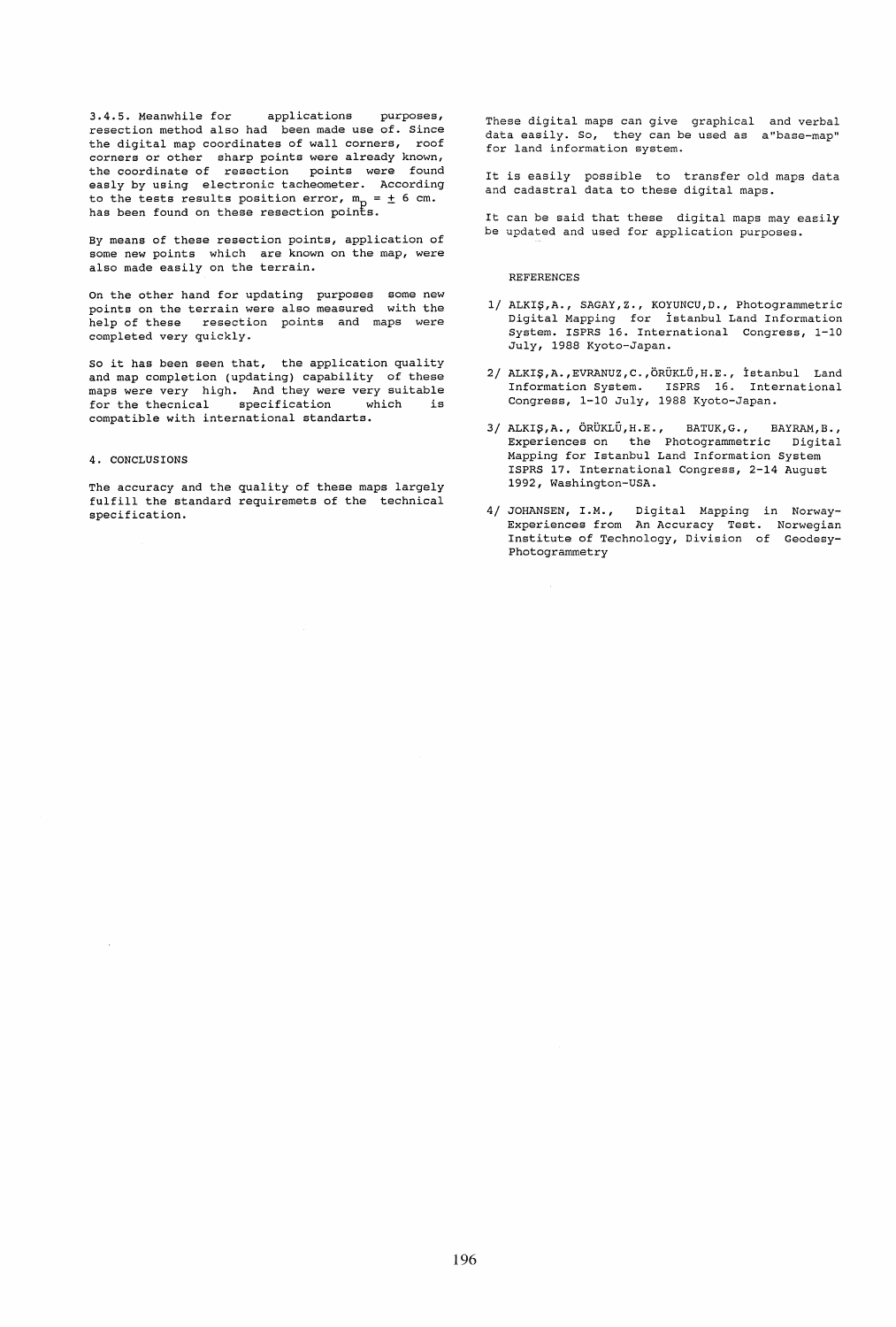3.4.5. Meanwhile for applications purposes, resection method also had been made use of. Since the digital map coordinates of wall corners, roof corners or other sharp points were already known, the coordinate of resection points were found easly by using electronic tacheometer. According to the tests results position error, $m_p = \pm 6$ cm. has been found on these resection points.

By means of these resection points, application of some new points which are known on the map, were also made easily on the terrain.

On the other hand for updating purposes some new points on the terrain were also measured with the help of these resection points and maps were completed very quickly.

So it has been seen that, the application quality and map completion (updating) capability of these maps were very high. And they were very suitable for the thecnical specification which is compatible with international standarts.

## 4. CONCLUSIONS

The accuracy and the quality of these maps largely fulfill the standard requiremets of the technical specification.

These digital maps can give graphical and verbal data easily. So, they can be used as a"base-map" for land information system.

It is easily possible to transfer old maps data and cadastral data to these digital maps.

It can be said that these digital maps may easily be updated and used for application purposes.

## REFERENCES

1/ ALKIŞ,A., SAGAY,Z., KOYUNCU,D., Photogrammetric Digital Mapping for İstanbul Land Information System. ISPRS 16. International Congress, 1-10 July, 1988 Kyoto-Japan.

2/ ALKIŞ,A.,EVRANUZ,C.,ÖRÜKLÜ,H.E., İstanbul Land Information System. ISPRS 16. International Congress, 1-10 July, 1988 Kyoto-Japan.

3/ ALKIŞ,A., ÖRÜKLÜ,H.E., BATUK,G., BAYRAM,B., Experiences on the Photogrammetric Digital Mapping for Istanbul Land Information System ISPRS 17. International Congress, 2-14 August 1992, Washington-USA.

4/ JOHANSEN, I.M., Digital Mapping in Norway-Experiences from An Accuracy Test. Norwegian Institute of Technology, Division of Geodesy-Photogrammetry